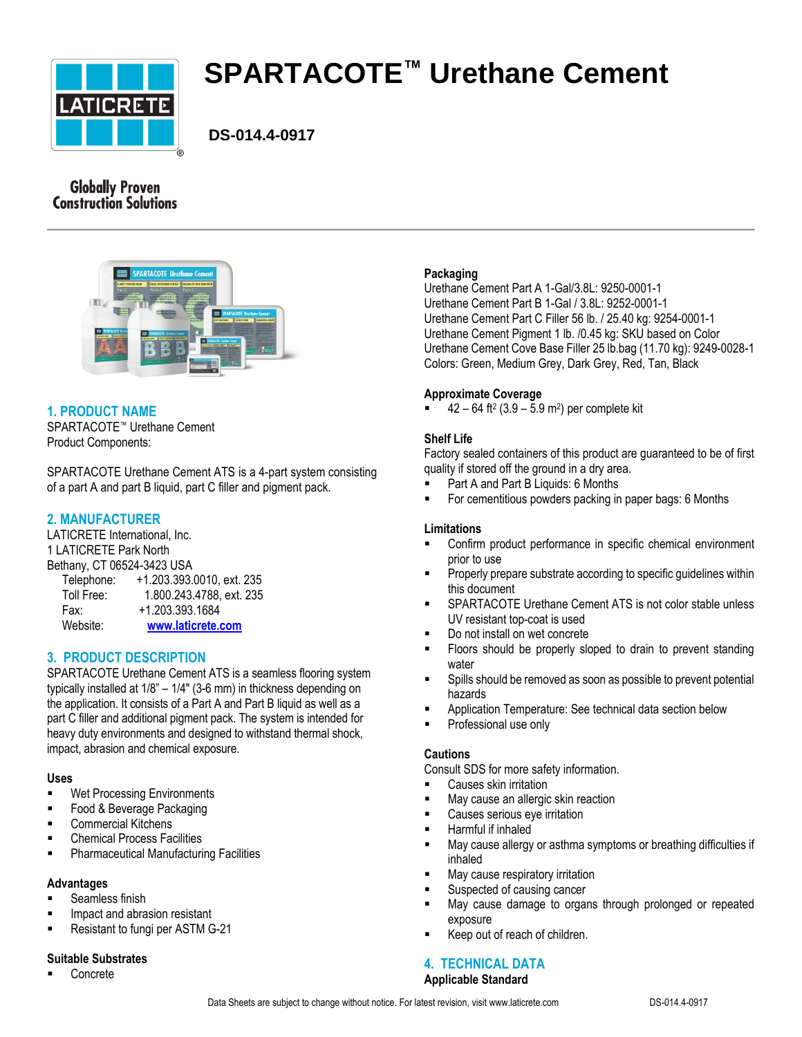# SPARTACOTE™ Urethane Cement

**DS-014.4-0917**

Globally Proven Construction Solutions

## 1. PRODUCT NAME

SPARTACOTE™ Urethane Cement
Product Components:

SPARTACOTE Urethane Cement ATS is a 4-part system consisting of a part A and part B liquid, part C filler and pigment pack.

## 2. MANUFACTURER

LATICRETE International, Inc.
1 LATICRETE Park North
Bethany, CT 06524-3423 USA

Telephone: +1.203.393.0010, ext. 235
Toll Free: 1.800.243.4788, ext. 235
Fax: +1.203.393.1684
Website: www.laticrete.com

## 3. PRODUCT DESCRIPTION

SPARTACOTE Urethane Cement ATS is a seamless flooring system typically installed at 1/8" – 1/4" (3-6 mm) in thickness depending on the application. It consists of a Part A and Part B liquid as well as a part C filler and additional pigment pack. The system is intended for heavy duty environments and designed to withstand thermal shock, impact, abrasion and chemical exposure.

### Uses

- Wet Processing Environments
- Food & Beverage Packaging
- Commercial Kitchens
- Chemical Process Facilities
- Pharmaceutical Manufacturing Facilities

### Advantages

- Seamless finish
- Impact and abrasion resistant
- Resistant to fungi per ASTM G-21

### Suitable Substrates

- Concrete

### Packaging

Urethane Cement Part A 1-Gal/3.8L: 9250-0001-1
Urethane Cement Part B 1-Gal / 3.8L: 9252-0001-1
Urethane Cement Part C Filler 56 lb. / 25.40 kg: 9254-0001-1
Urethane Cement Pigment 1 lb. /0.45 kg: SKU based on Color
Urethane Cement Cove Base Filler 25 lb.bag (11.70 kg): 9249-0028-1
Colors: Green, Medium Grey, Dark Grey, Red, Tan, Black

### Approximate Coverage

- 42 – 64 ft$^2$ (3.9 – 5.9 m$^2$) per complete kit

### Shelf Life

Factory sealed containers of this product are guaranteed to be of first quality if stored off the ground in a dry area.

- Part A and Part B Liquids: 6 Months
- For cementitious powders packing in paper bags: 6 Months

### Limitations

- Confirm product performance in specific chemical environment prior to use
- Properly prepare substrate according to specific guidelines within this document
- SPARTACOTE Urethane Cement ATS is not color stable unless UV resistant top-coat is used
- Do not install on wet concrete
- Floors should be properly sloped to drain to prevent standing water
- Spills should be removed as soon as possible to prevent potential hazards
- Application Temperature: See technical data section below
- Professional use only

### Cautions

Consult SDS for more safety information.

- Causes skin irritation
- May cause an allergic skin reaction
- Causes serious eye irritation
- Harmful if inhaled
- May cause allergy or asthma symptoms or breathing difficulties if inhaled
- May cause respiratory irritation
- Suspected of causing cancer
- May cause damage to organs through prolonged or repeated exposure
- Keep out of reach of children.

## 4. TECHNICAL DATA

### Applicable Standard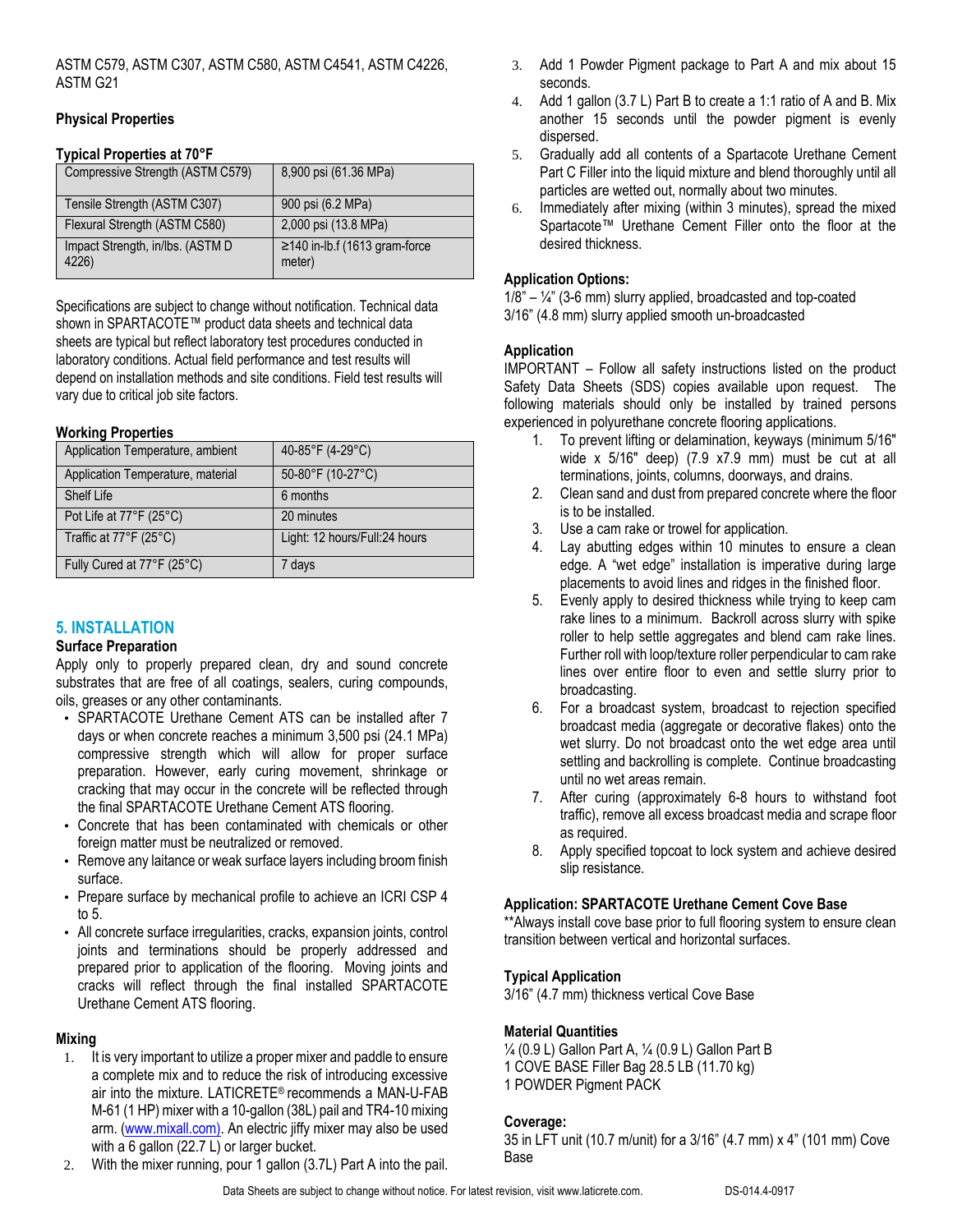ASTM C579, ASTM C307, ASTM C580, ASTM C4541, ASTM C4226, ASTM G21

**Physical Properties**

**Typical Properties at 70°F**

| | |
|---|---|
| Compressive Strength (ASTM C579) | 8,900 psi (61.36 MPa) |
| Tensile Strength (ASTM C307) | 900 psi (6.2 MPa) |
| Flexural Strength (ASTM C580) | 2,000 psi (13.8 MPa) |
| Impact Strength, in/lbs. (ASTM D 4226) | ≥140 in-lb.f (1613 gram-force meter) |

Specifications are subject to change without notification. Technical data shown in SPARTACOTE™ product data sheets and technical data sheets are typical but reflect laboratory test procedures conducted in laboratory conditions. Actual field performance and test results will depend on installation methods and site conditions. Field test results will vary due to critical job site factors.

**Working Properties**

| | |
|---|---|
| Application Temperature, ambient | 40-85°F (4-29°C) |
| Application Temperature, material | 50-80°F (10-27°C) |
| Shelf Life | 6 months |
| Pot Life at 77°F (25°C) | 20 minutes |
| Traffic at 77°F (25°C) | Light: 12 hours/Full:24 hours |
| Fully Cured at 77°F (25°C) | 7 days |

## 5. INSTALLATION

**Surface Preparation**

Apply only to properly prepared clean, dry and sound concrete substrates that are free of all coatings, sealers, curing compounds, oils, greases or any other contaminants.

- SPARTACOTE Urethane Cement ATS can be installed after 7 days or when concrete reaches a minimum 3,500 psi (24.1 MPa) compressive strength which will allow for proper surface preparation. However, early curing movement, shrinkage or cracking that may occur in the concrete will be reflected through the final SPARTACOTE Urethane Cement ATS flooring.
- Concrete that has been contaminated with chemicals or other foreign matter must be neutralized or removed.
- Remove any laitance or weak surface layers including broom finish surface.
- Prepare surface by mechanical profile to achieve an ICRI CSP 4 to 5.
- All concrete surface irregularities, cracks, expansion joints, control joints and terminations should be properly addressed and prepared prior to application of the flooring. Moving joints and cracks will reflect through the final installed SPARTACOTE Urethane Cement ATS flooring.

**Mixing**

1. It is very important to utilize a proper mixer and paddle to ensure a complete mix and to reduce the risk of introducing excessive air into the mixture. LATICRETE® recommends a MAN-U-FAB M-61 (1 HP) mixer with a 10-gallon (38L) pail and TR4-10 mixing arm. (www.mixall.com). An electric jiffy mixer may also be used with a 6 gallon (22.7 L) or larger bucket.
2. With the mixer running, pour 1 gallon (3.7L) Part A into the pail.
3. Add 1 Powder Pigment package to Part A and mix about 15 seconds.
4. Add 1 gallon (3.7 L) Part B to create a 1:1 ratio of A and B. Mix another 15 seconds until the powder pigment is evenly dispersed.
5. Gradually add all contents of a Spartacote Urethane Cement Part C Filler into the liquid mixture and blend thoroughly until all particles are wetted out, normally about two minutes.
6. Immediately after mixing (within 3 minutes), spread the mixed Spartacote™ Urethane Cement Filler onto the floor at the desired thickness.

**Application Options:**

1/8" – ¼" (3-6 mm) slurry applied, broadcasted and top-coated
3/16" (4.8 mm) slurry applied smooth un-broadcasted

**Application**

IMPORTANT – Follow all safety instructions listed on the product Safety Data Sheets (SDS) copies available upon request. The following materials should only be installed by trained persons experienced in polyurethane concrete flooring applications.

1. To prevent lifting or delamination, keyways (minimum 5/16" wide x 5/16" deep) (7.9 x7.9 mm) must be cut at all terminations, joints, columns, doorways, and drains.
2. Clean sand and dust from prepared concrete where the floor is to be installed.
3. Use a cam rake or trowel for application.
4. Lay abutting edges within 10 minutes to ensure a clean edge. A "wet edge" installation is imperative during large placements to avoid lines and ridges in the finished floor.
5. Evenly apply to desired thickness while trying to keep cam rake lines to a minimum. Backroll across slurry with spike roller to help settle aggregates and blend cam rake lines. Further roll with loop/texture roller perpendicular to cam rake lines over entire floor to even and settle slurry prior to broadcasting.
6. For a broadcast system, broadcast to rejection specified broadcast media (aggregate or decorative flakes) onto the wet slurry. Do not broadcast onto the wet edge area until settling and backrolling is complete. Continue broadcasting until no wet areas remain.
7. After curing (approximately 6-8 hours to withstand foot traffic), remove all excess broadcast media and scrape floor as required.
8. Apply specified topcoat to lock system and achieve desired slip resistance.

**Application: SPARTACOTE Urethane Cement Cove Base**

**Always install cove base prior to full flooring system to ensure clean transition between vertical and horizontal surfaces.

**Typical Application**

3/16" (4.7 mm) thickness vertical Cove Base

**Material Quantities**

¼ (0.9 L) Gallon Part A, ¼ (0.9 L) Gallon Part B
1 COVE BASE Filler Bag 28.5 LB (11.70 kg)
1 POWDER Pigment PACK

**Coverage:**

35 in LFT unit (10.7 m/unit) for a 3/16" (4.7 mm) x 4" (101 mm) Cove Base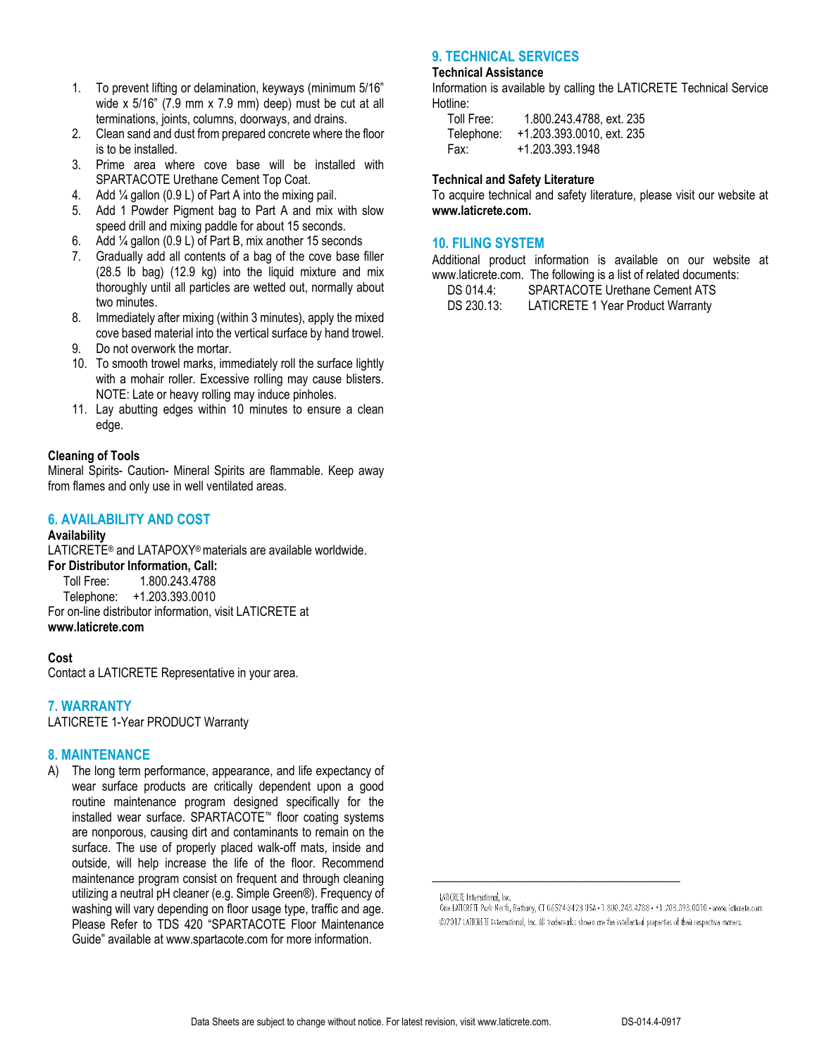1. To prevent lifting or delamination, keyways (minimum 5/16" wide x 5/16" (7.9 mm x 7.9 mm) deep) must be cut at all terminations, joints, columns, doorways, and drains.
2. Clean sand and dust from prepared concrete where the floor is to be installed.
3. Prime area where cove base will be installed with SPARTACOTE Urethane Cement Top Coat.
4. Add ¼ gallon (0.9 L) of Part A into the mixing pail.
5. Add 1 Powder Pigment bag to Part A and mix with slow speed drill and mixing paddle for about 15 seconds.
6. Add ¼ gallon (0.9 L) of Part B, mix another 15 seconds
7. Gradually add all contents of a bag of the cove base filler (28.5 lb bag) (12.9 kg) into the liquid mixture and mix thoroughly until all particles are wetted out, normally about two minutes.
8. Immediately after mixing (within 3 minutes), apply the mixed cove based material into the vertical surface by hand trowel.
9. Do not overwork the mortar.
10. To smooth trowel marks, immediately roll the surface lightly with a mohair roller. Excessive rolling may cause blisters. NOTE: Late or heavy rolling may induce pinholes.
11. Lay abutting edges within 10 minutes to ensure a clean edge.

**Cleaning of Tools**

Mineral Spirits- Caution- Mineral Spirits are flammable. Keep away from flames and only use in well ventilated areas.

## 6. AVAILABILITY AND COST

**Availability**

LATICRETE® and LATAPOXY® materials are available worldwide.

**For Distributor Information, Call:**

Toll Free: 1.800.243.4788
Telephone: +1.203.393.0010

For on-line distributor information, visit LATICRETE at **www.laticrete.com**

**Cost**

Contact a LATICRETE Representative in your area.

## 7. WARRANTY

LATICRETE 1-Year PRODUCT Warranty

## 8. MAINTENANCE

A) The long term performance, appearance, and life expectancy of wear surface products are critically dependent upon a good routine maintenance program designed specifically for the installed wear surface. SPARTACOTE™ floor coating systems are nonporous, causing dirt and contaminants to remain on the surface. The use of properly placed walk-off mats, inside and outside, will help increase the life of the floor. Recommend maintenance program consist on frequent and through cleaning utilizing a neutral pH cleaner (e.g. Simple Green®). Frequency of washing will vary depending on floor usage type, traffic and age. Please Refer to TDS 420 "SPARTACOTE Floor Maintenance Guide" available at www.spartacote.com for more information.

## 9. TECHNICAL SERVICES

**Technical Assistance**

Information is available by calling the LATICRETE Technical Service Hotline:

Toll Free: 1.800.243.4788, ext. 235
Telephone: +1.203.393.0010, ext. 235
Fax: +1.203.393.1948

**Technical and Safety Literature**

To acquire technical and safety literature, please visit our website at **www.laticrete.com.**

## 10. FILING SYSTEM

Additional product information is available on our website at www.laticrete.com. The following is a list of related documents:

DS 014.4: SPARTACOTE Urethane Cement ATS
DS 230.13: LATICRETE 1 Year Product Warranty

LATICRETE International, Inc.
One LATICRETE Park North, Bethany, CT 06524-3423 USA • 1.800.243.4788 • +1.203.393.0010 • www.laticrete.com
©2017 LATICRETE International, Inc. All trademarks shown are the intellectual properties of their respective owners.

Data Sheets are subject to change without notice. For latest revision, visit www.laticrete.com. DS-014.4-0917